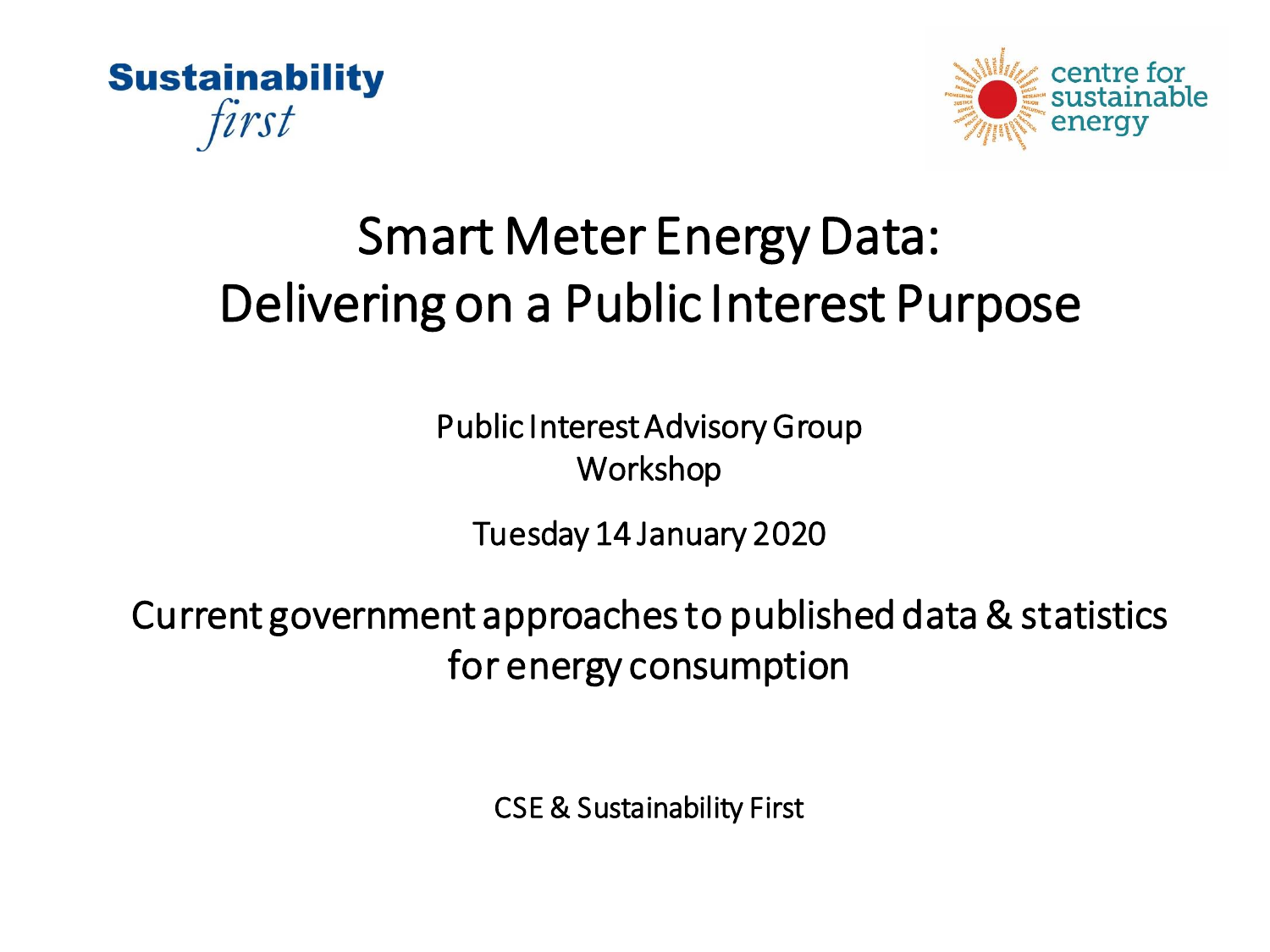Sustainability *first*

centre for sustainable energy

# Smart Meter Energy Data: Delivering on a Public Interest Purpose

Public Interest Advisory Group Workshop

Tuesday 14 January 2020

## Current government approaches to published data & statistics for energy consumption

CSE & Sustainability First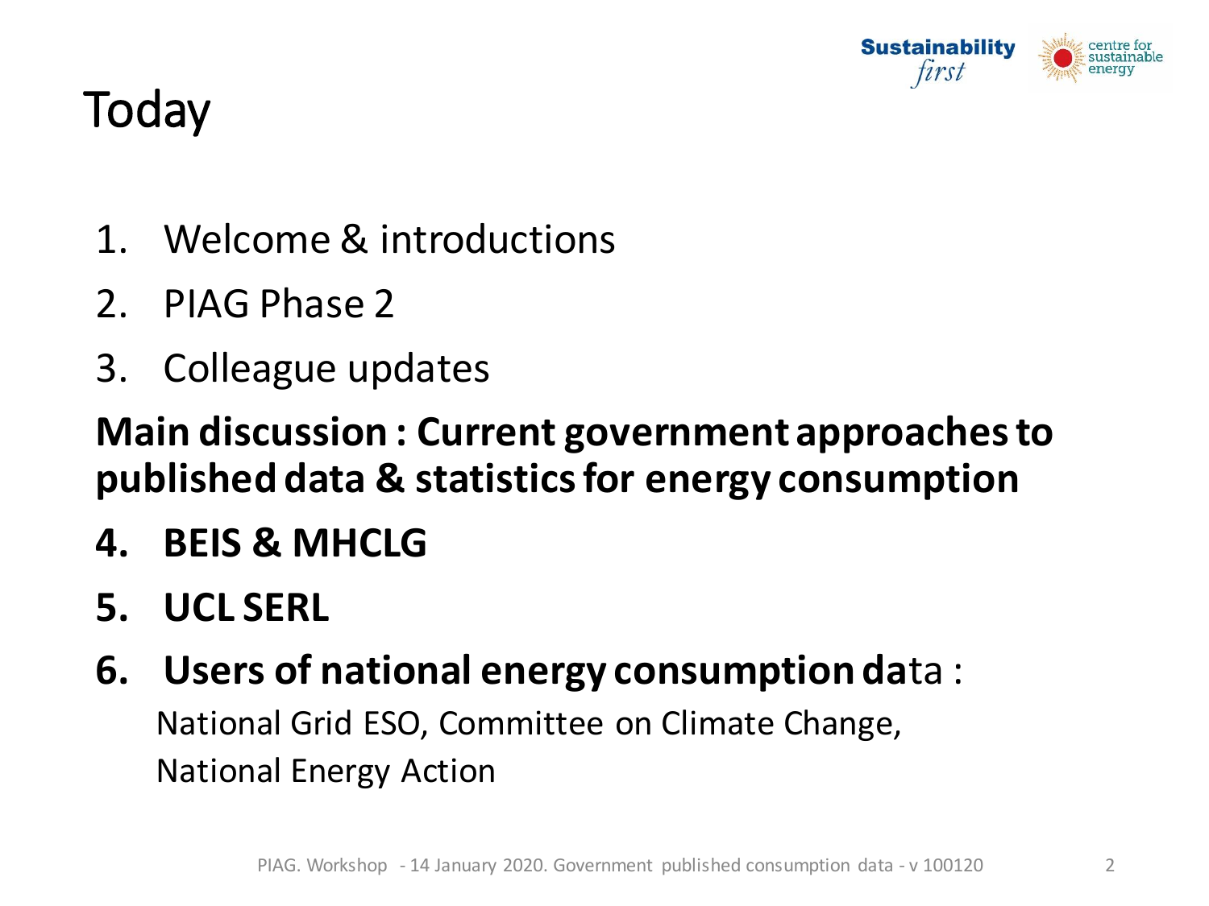# Today

1. Welcome & introductions
2. PIAG Phase 2
3. Colleague updates

**Main discussion : Current government approaches to published data & statistics for energy consumption**

4. **BEIS & MHCLG**
5. **UCL SERL**
6. **Users of national energy consumption da**ta :
   National Grid ESO, Committee on Climate Change,
   National Energy Action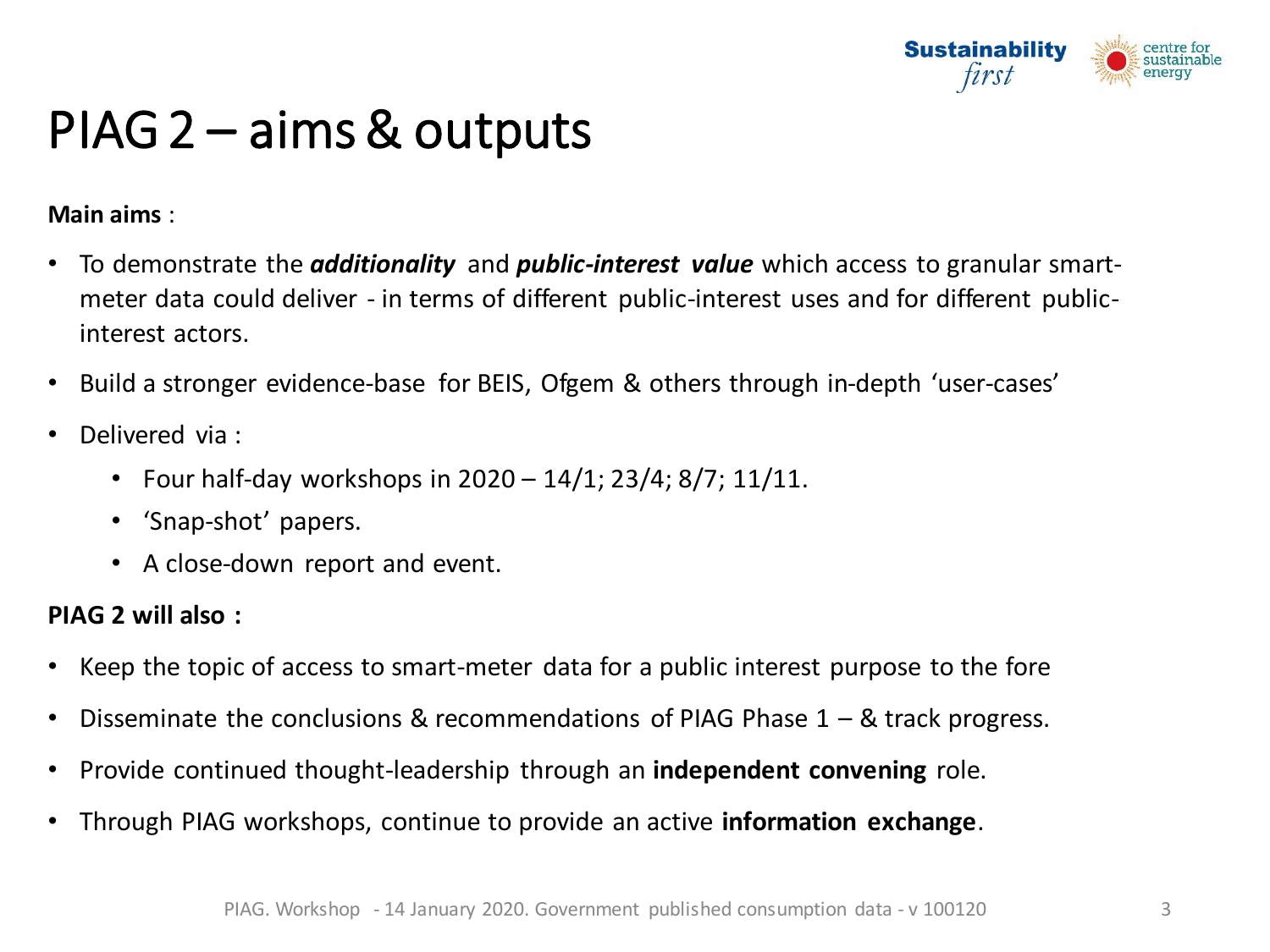# PIAG 2 – aims & outputs

**Main aims** :

- To demonstrate the ***additionality*** and ***public-interest value*** which access to granular smart-meter data could deliver - in terms of different public-interest uses and for different public-interest actors.
- Build a stronger evidence-base for BEIS, Ofgem & others through in-depth 'user-cases'
- Delivered via :
  - Four half-day workshops in 2020 – 14/1; 23/4; 8/7; 11/11.
  - 'Snap-shot' papers.
  - A close-down report and event.

**PIAG 2 will also :**

- Keep the topic of access to smart-meter data for a public interest purpose to the fore
- Disseminate the conclusions & recommendations of PIAG Phase 1 – & track progress.
- Provide continued thought-leadership through an **independent convening** role.
- Through PIAG workshops, continue to provide an active **information exchange**.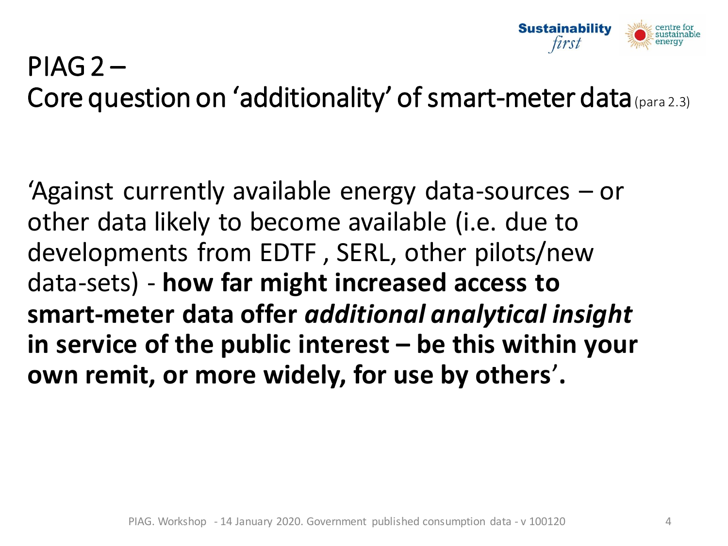# PIAG 2 –
## Core question on 'additionality' of smart-meter data (para 2.3)

'Against currently available energy data-sources – or other data likely to become available (i.e. due to developments from EDTF , SERL, other pilots/new data-sets) - **how far might increased access to smart-meter data offer *additional analytical insight* in service of the public interest – be this within your own remit, or more widely, for use by others**'.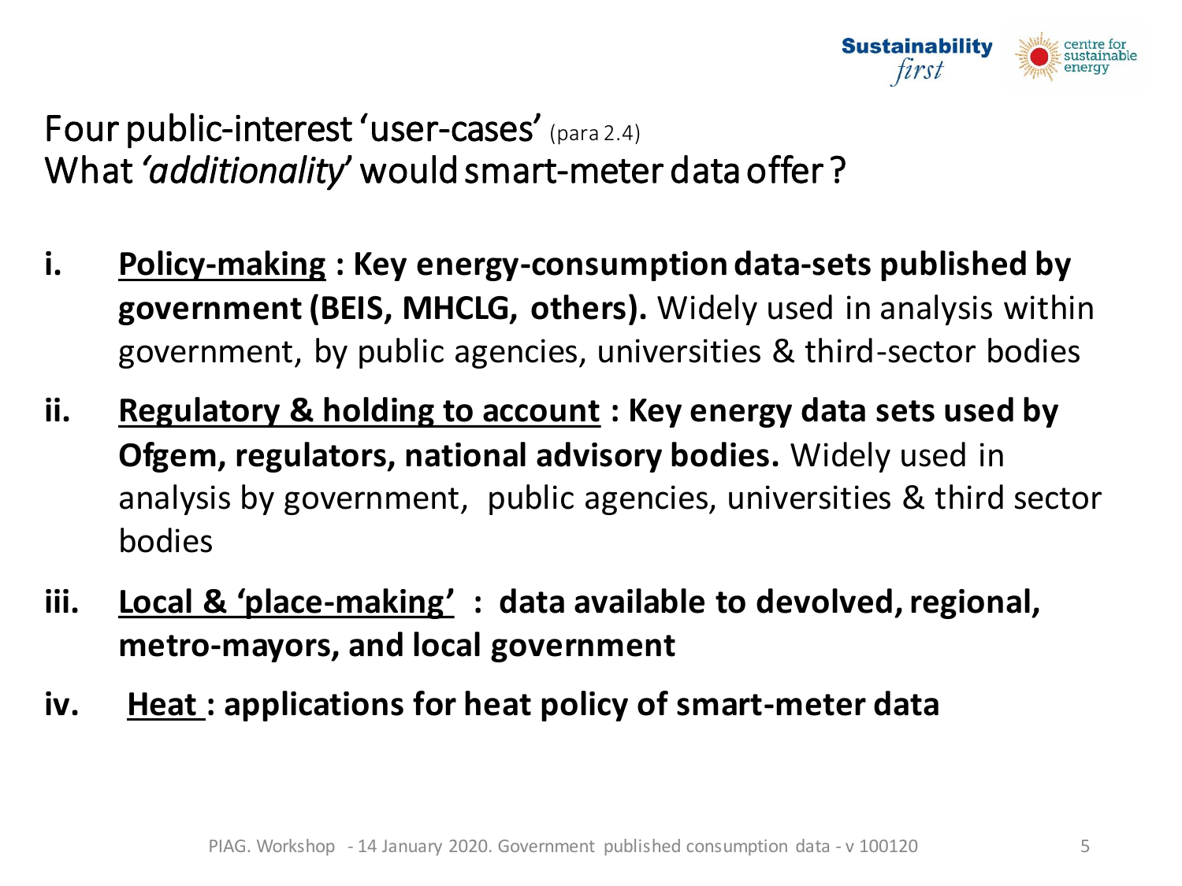# Four public-interest 'user-cases' (para 2.4)
# What *'additionality'* would smart-meter data offer ?

i. **Policy-making : Key energy-consumption data-sets published by government (BEIS, MHCLG, others).** Widely used in analysis within government, by public agencies, universities & third-sector bodies

ii. **Regulatory & holding to account : Key energy data sets used by Ofgem, regulators, national advisory bodies.** Widely used in analysis by government, public agencies, universities & third sector bodies

iii. **Local & 'place-making' : data available to devolved, regional, metro-mayors, and local government**

iv. **Heat : applications for heat policy of smart-meter data**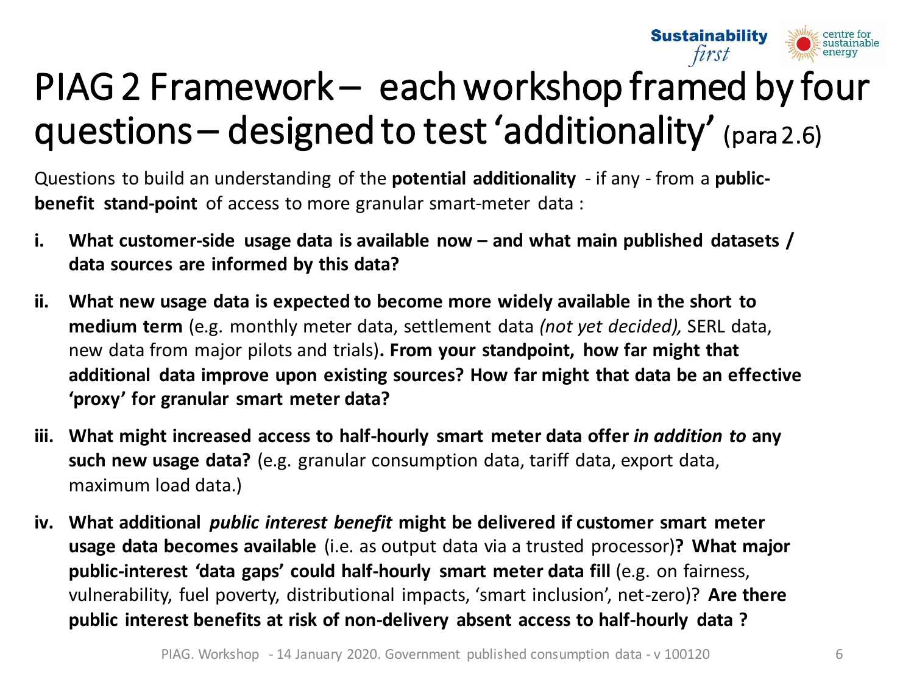# PIAG 2 Framework – each workshop framed by four questions – designed to test 'additionality' (para 2.6)

Questions to build an understanding of the **potential additionality** - if any - from a **public-benefit stand-point** of access to more granular smart-meter data :

i. **What customer-side usage data is available now – and what main published datasets / data sources are informed by this data?**

ii. **What new usage data is expected to become more widely available in the short to medium term** (e.g. monthly meter data, settlement data *(not yet decided),* SERL data, new data from major pilots and trials)**. From your standpoint, how far might that additional data improve upon existing sources? How far might that data be an effective 'proxy' for granular smart meter data?**

iii. **What might increased access to half-hourly smart meter data offer *in addition to* any such new usage data?** (e.g. granular consumption data, tariff data, export data, maximum load data.)

iv. **What additional *public interest benefit* might be delivered if customer smart meter usage data becomes available** (i.e. as output data via a trusted processor)**? What major public-interest 'data gaps' could half-hourly smart meter data fill** (e.g. on fairness, vulnerability, fuel poverty, distributional impacts, 'smart inclusion', net-zero)? **Are there public interest benefits at risk of non-delivery absent access to half-hourly data ?**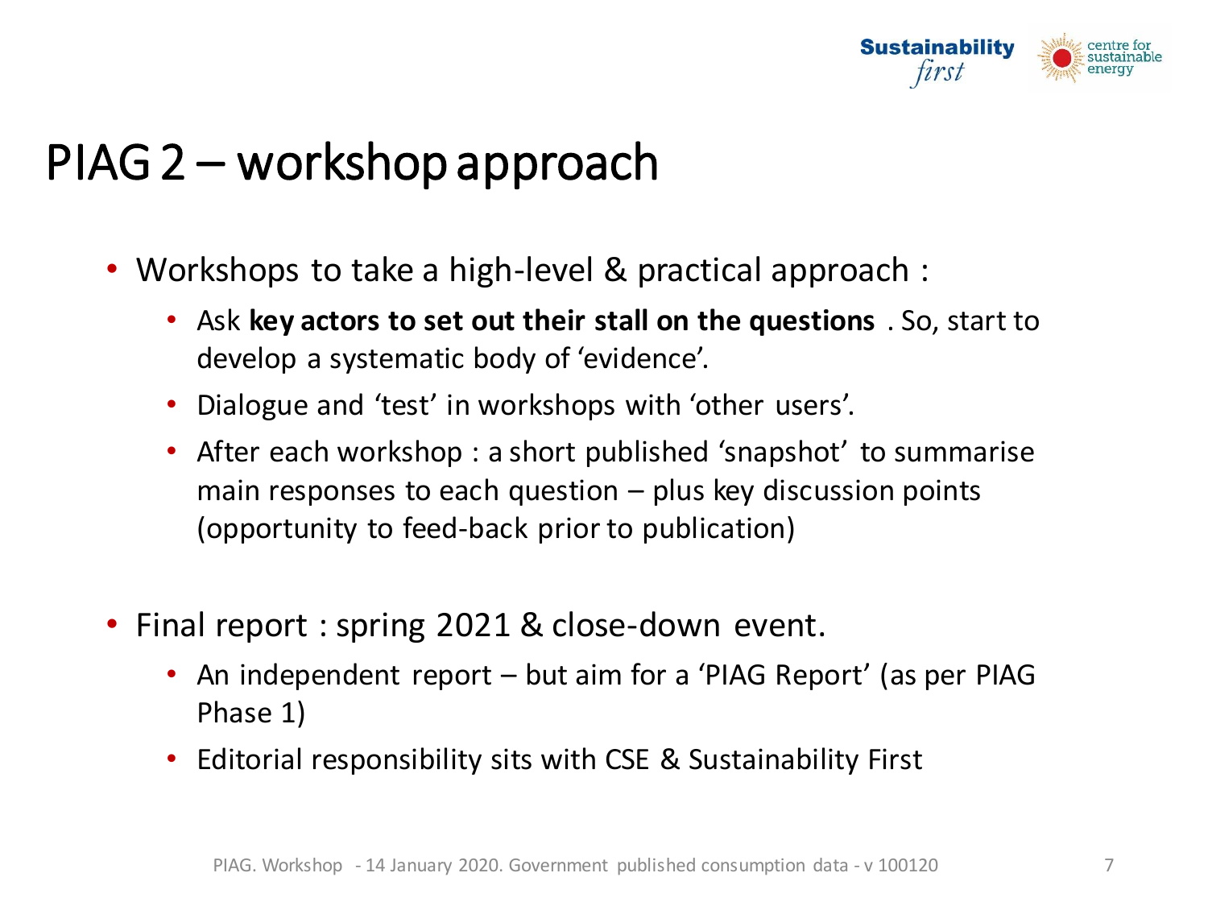# PIAG 2 – workshop approach

- Workshops to take a high-level & practical approach :
  - Ask **key actors to set out their stall on the questions** . So, start to develop a systematic body of 'evidence'.
  - Dialogue and 'test' in workshops with 'other users'.
  - After each workshop : a short published 'snapshot' to summarise main responses to each question – plus key discussion points (opportunity to feed-back prior to publication)

- Final report : spring 2021 & close-down event.
  - An independent report – but aim for a 'PIAG Report' (as per PIAG Phase 1)
  - Editorial responsibility sits with CSE & Sustainability First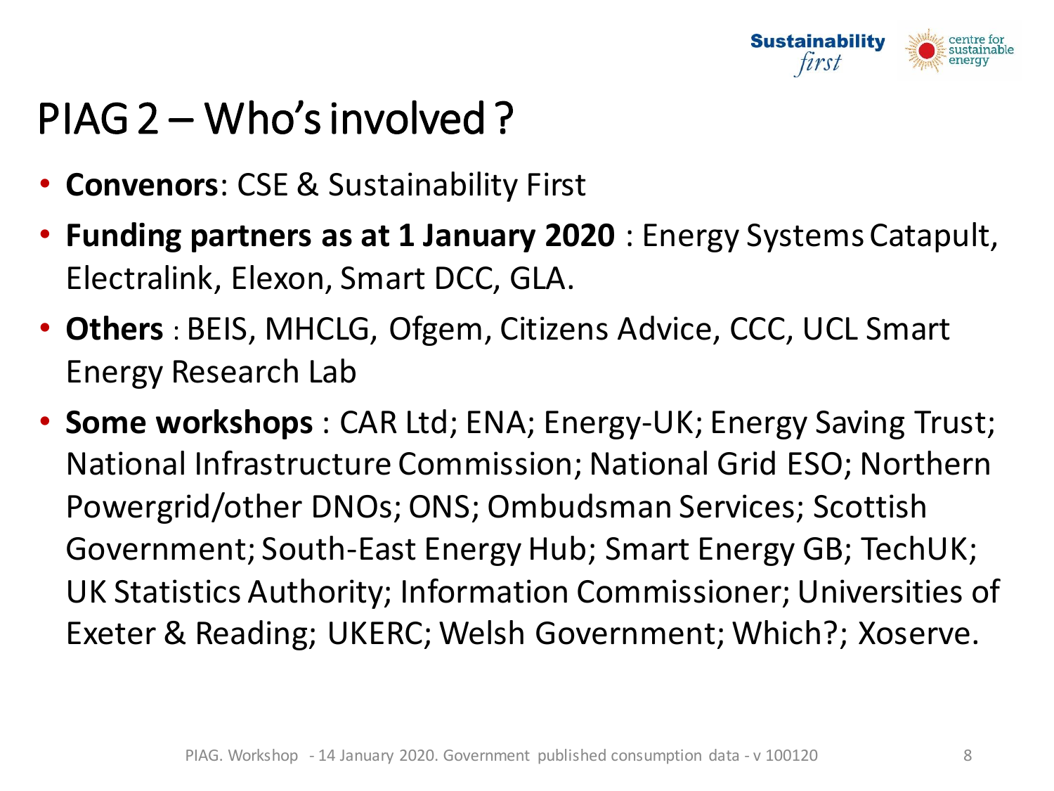# PIAG 2 – Who's involved ?

- **Convenors**: CSE & Sustainability First
- **Funding partners as at 1 January 2020** : Energy Systems Catapult, Electralink, Elexon, Smart DCC, GLA.
- **Others** : BEIS, MHCLG, Ofgem, Citizens Advice, CCC, UCL Smart Energy Research Lab
- **Some workshops** : CAR Ltd; ENA; Energy-UK; Energy Saving Trust; National Infrastructure Commission; National Grid ESO; Northern Powergrid/other DNOs; ONS; Ombudsman Services; Scottish Government; South-East Energy Hub; Smart Energy GB; TechUK; UK Statistics Authority; Information Commissioner; Universities of Exeter & Reading; UKERC; Welsh Government; Which?; Xoserve.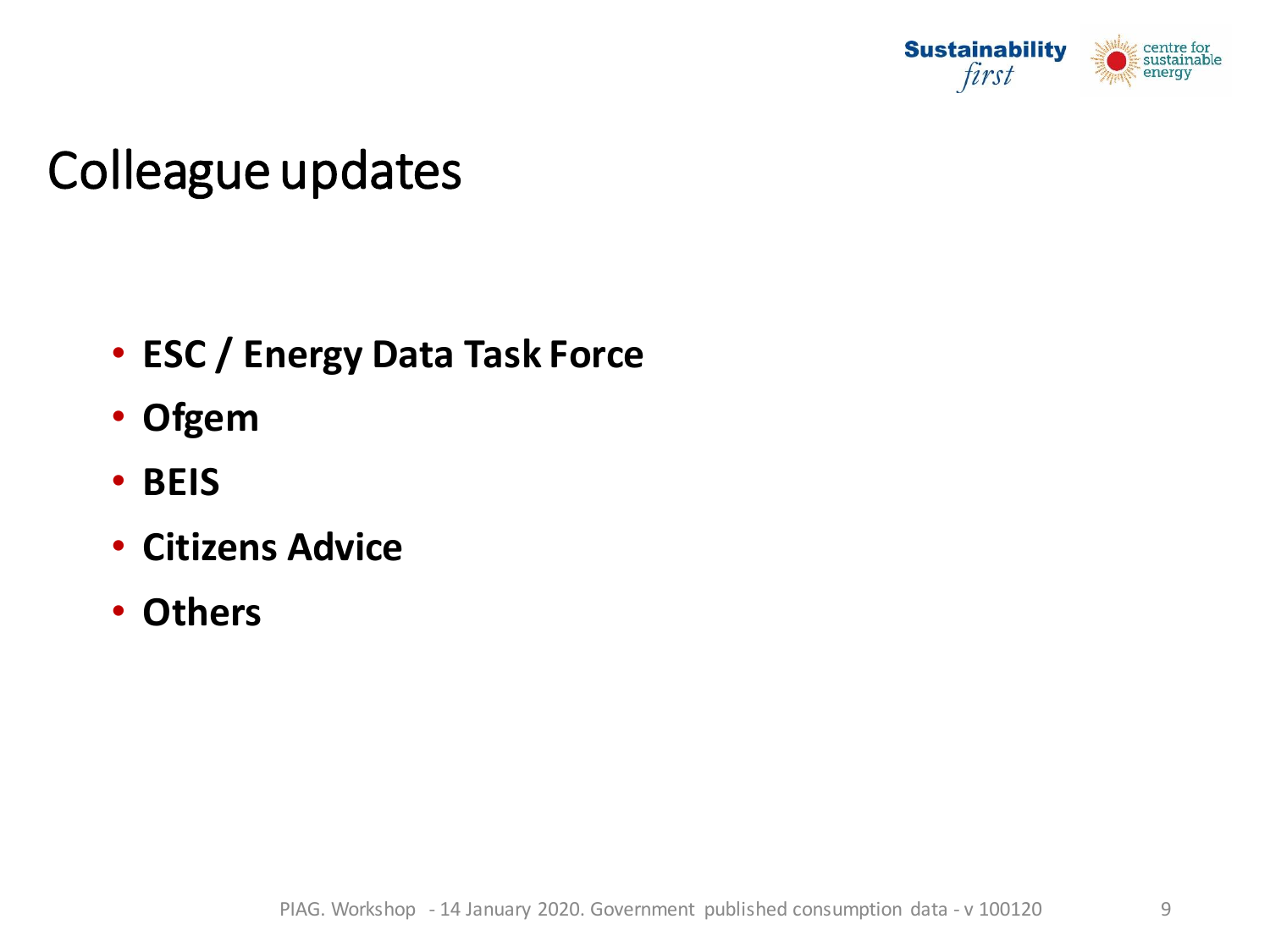# Colleague updates

- **ESC / Energy Data Task Force**
- **Ofgem**
- **BEIS**
- **Citizens Advice**
- **Others**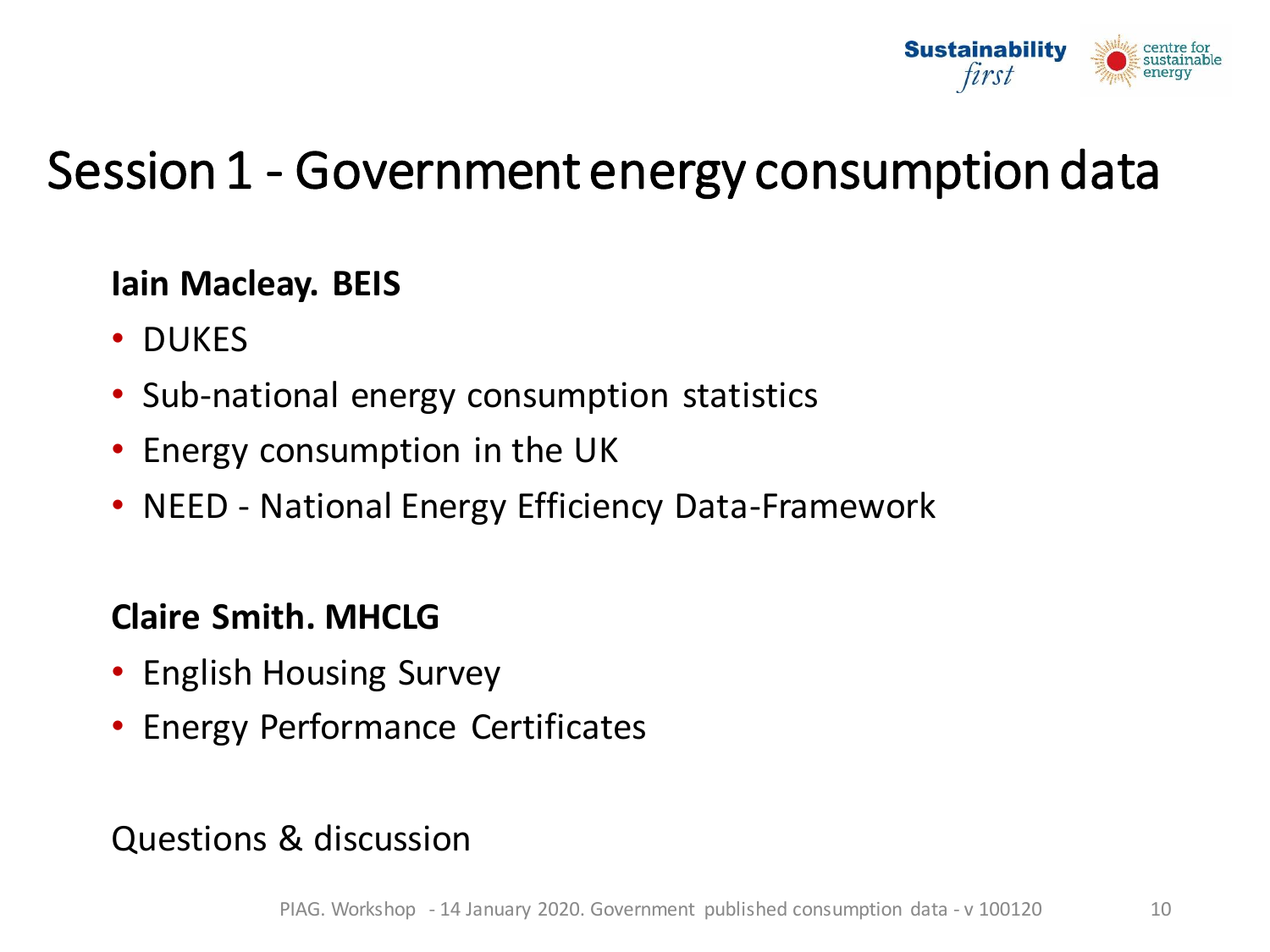# Session 1 - Government energy consumption data

**Iain Macleay. BEIS**

- DUKES
- Sub-national energy consumption statistics
- Energy consumption in the UK
- NEED - National Energy Efficiency Data-Framework

**Claire Smith. MHCLG**

- English Housing Survey
- Energy Performance Certificates

Questions & discussion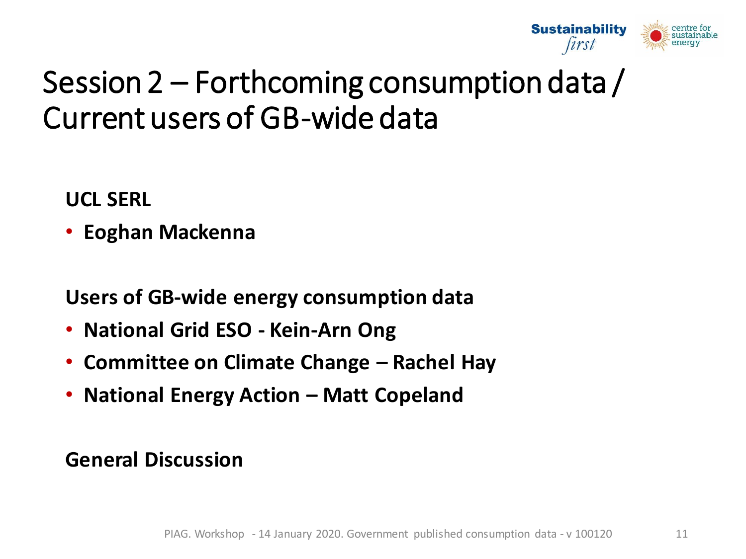# Session 2 – Forthcoming consumption data / Current users of GB-wide data

**UCL SERL**

- **Eoghan Mackenna**

**Users of GB-wide energy consumption data**

- **National Grid ESO - Kein-Arn Ong**
- **Committee on Climate Change – Rachel Hay**
- **National Energy Action – Matt Copeland**

**General Discussion**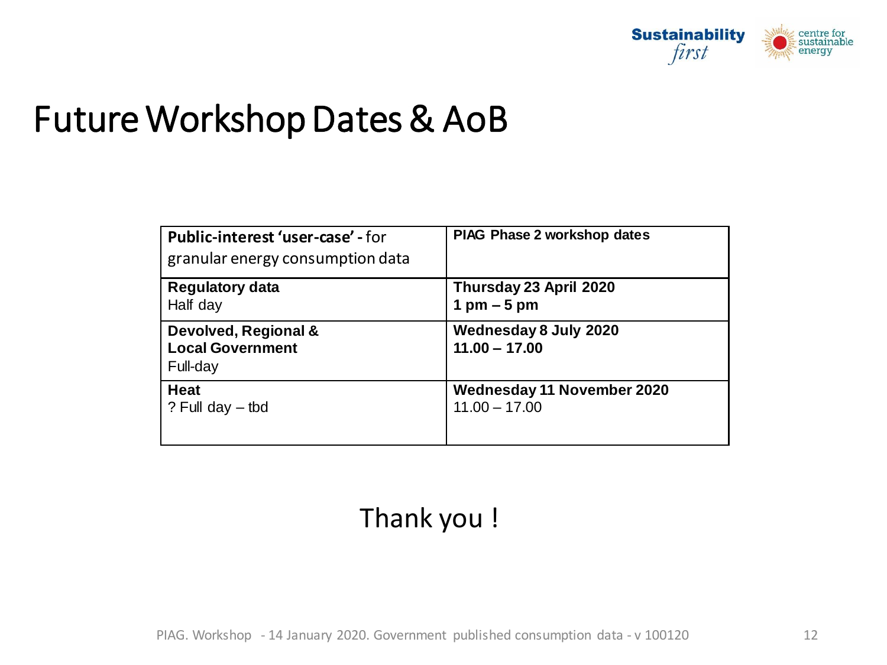# Future Workshop Dates & AoB

| **Public-interest 'user-case' -** for granular energy consumption data | **PIAG Phase 2 workshop dates** |
|---|---|
| **Regulatory data**<br>Half day | **Thursday 23 April 2020**<br>**1 pm – 5 pm** |
| **Devolved, Regional & Local Government**<br>Full-day | **Wednesday 8 July 2020**<br>**11.00 – 17.00** |
| **Heat**<br>? Full day – tbd | **Wednesday 11 November 2020**<br>11.00 – 17.00 |

Thank you !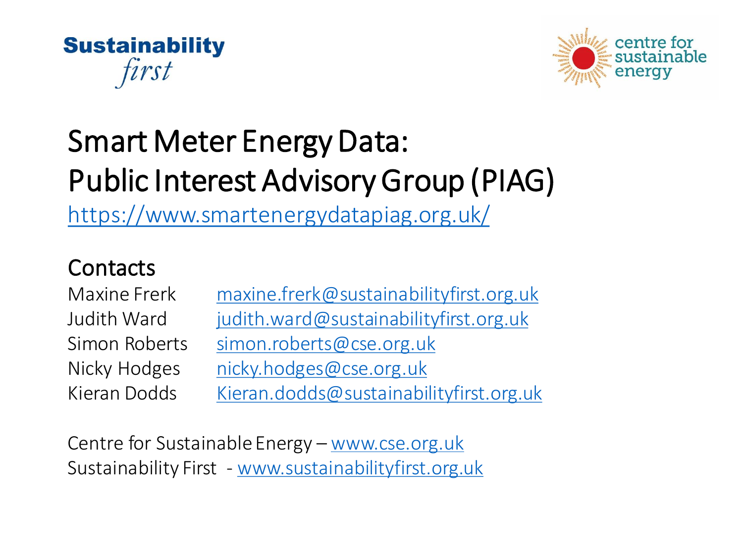Sustainability *first*

centre for sustainable energy

# Smart Meter Energy Data: Public Interest Advisory Group (PIAG)

https://www.smartenergydatapiag.org.uk/

## Contacts

| | |
|---|---|
| Maxine Frerk | maxine.frerk@sustainabilityfirst.org.uk |
| Judith Ward | judith.ward@sustainabilityfirst.org.uk |
| Simon Roberts | simon.roberts@cse.org.uk |
| Nicky Hodges | nicky.hodges@cse.org.uk |
| Kieran Dodds | Kieran.dodds@sustainabilityfirst.org.uk |

Centre for Sustainable Energy – www.cse.org.uk

Sustainability First - www.sustainabilityfirst.org.uk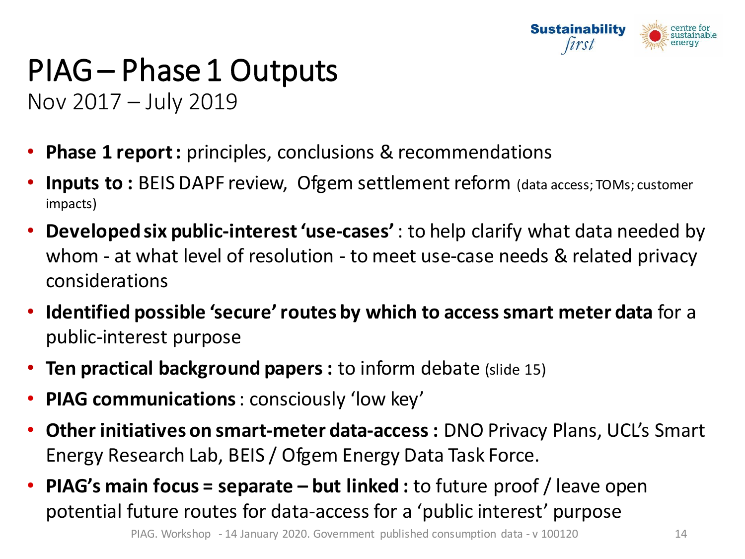# PIAG – Phase 1 Outputs

Nov 2017 – July 2019

- **Phase 1 report :** principles, conclusions & recommendations
- **Inputs to :** BEIS DAPF review, Ofgem settlement reform (data access; TOMs; customer impacts)
- **Developed six public-interest 'use-cases'** : to help clarify what data needed by whom - at what level of resolution - to meet use-case needs & related privacy considerations
- **Identified possible 'secure' routes by which to access smart meter data** for a public-interest purpose
- **Ten practical background papers :** to inform debate (slide 15)
- **PIAG communications** : consciously 'low key'
- **Other initiatives on smart-meter data-access :** DNO Privacy Plans, UCL's Smart Energy Research Lab, BEIS / Ofgem Energy Data Task Force.
- **PIAG's main focus = separate – but linked :** to future proof / leave open potential future routes for data-access for a 'public interest' purpose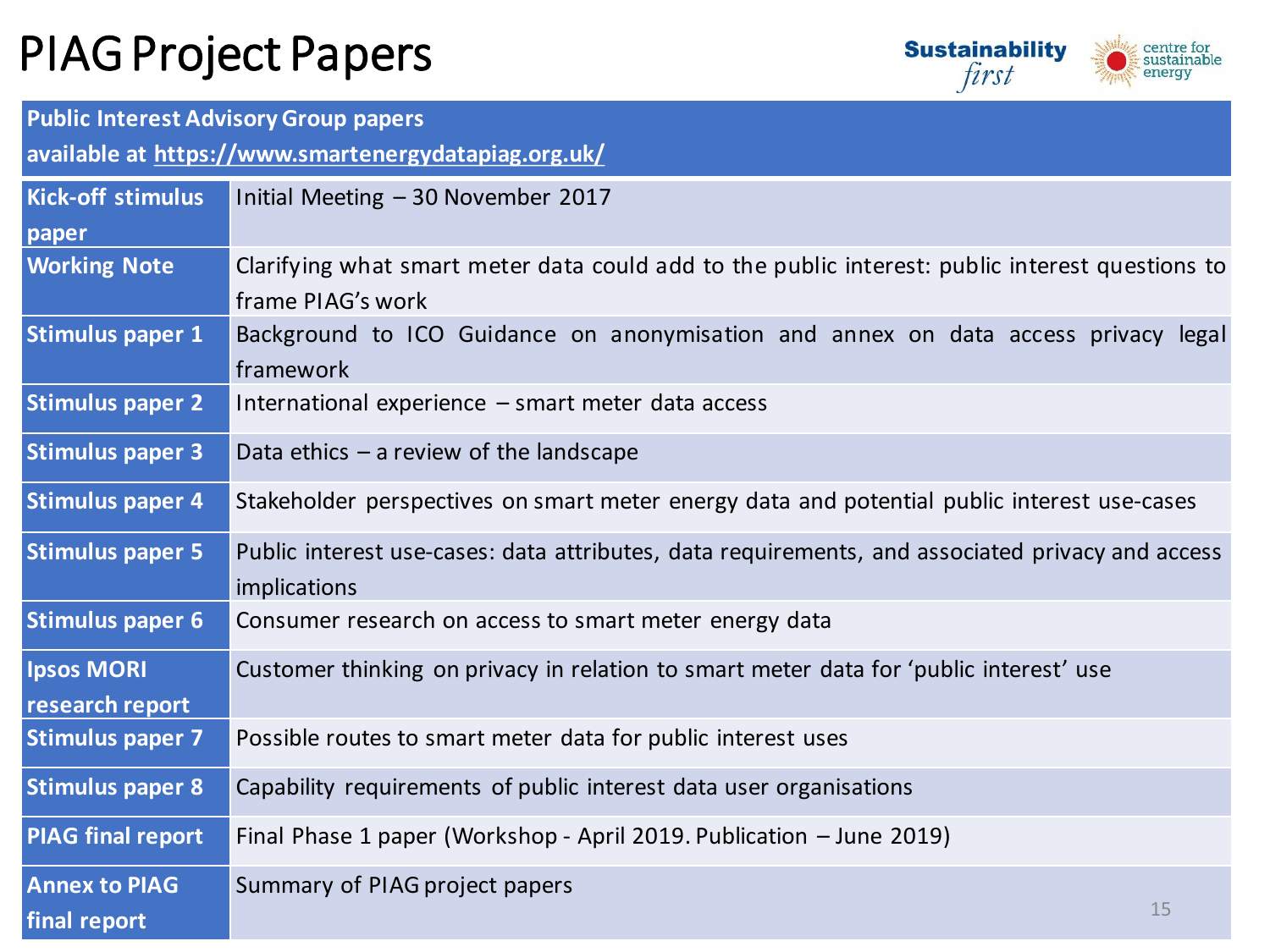# PIAG Project Papers

| Public Interest Advisory Group papers available at https://www.smartenergydatapiag.org.uk/ | |
|---|---|
| **Kick-off stimulus paper** | Initial Meeting – 30 November 2017 |
| **Working Note** | Clarifying what smart meter data could add to the public interest: public interest questions to frame PIAG's work |
| **Stimulus paper 1** | Background to ICO Guidance on anonymisation and annex on data access privacy legal framework |
| **Stimulus paper 2** | International experience – smart meter data access |
| **Stimulus paper 3** | Data ethics – a review of the landscape |
| **Stimulus paper 4** | Stakeholder perspectives on smart meter energy data and potential public interest use-cases |
| **Stimulus paper 5** | Public interest use-cases: data attributes, data requirements, and associated privacy and access implications |
| **Stimulus paper 6** | Consumer research on access to smart meter energy data |
| **Ipsos MORI research report** | Customer thinking on privacy in relation to smart meter data for 'public interest' use |
| **Stimulus paper 7** | Possible routes to smart meter data for public interest uses |
| **Stimulus paper 8** | Capability requirements of public interest data user organisations |
| **PIAG final report** | Final Phase 1 paper (Workshop - April 2019. Publication – June 2019) |
| **Annex to PIAG final report** | Summary of PIAG project papers |